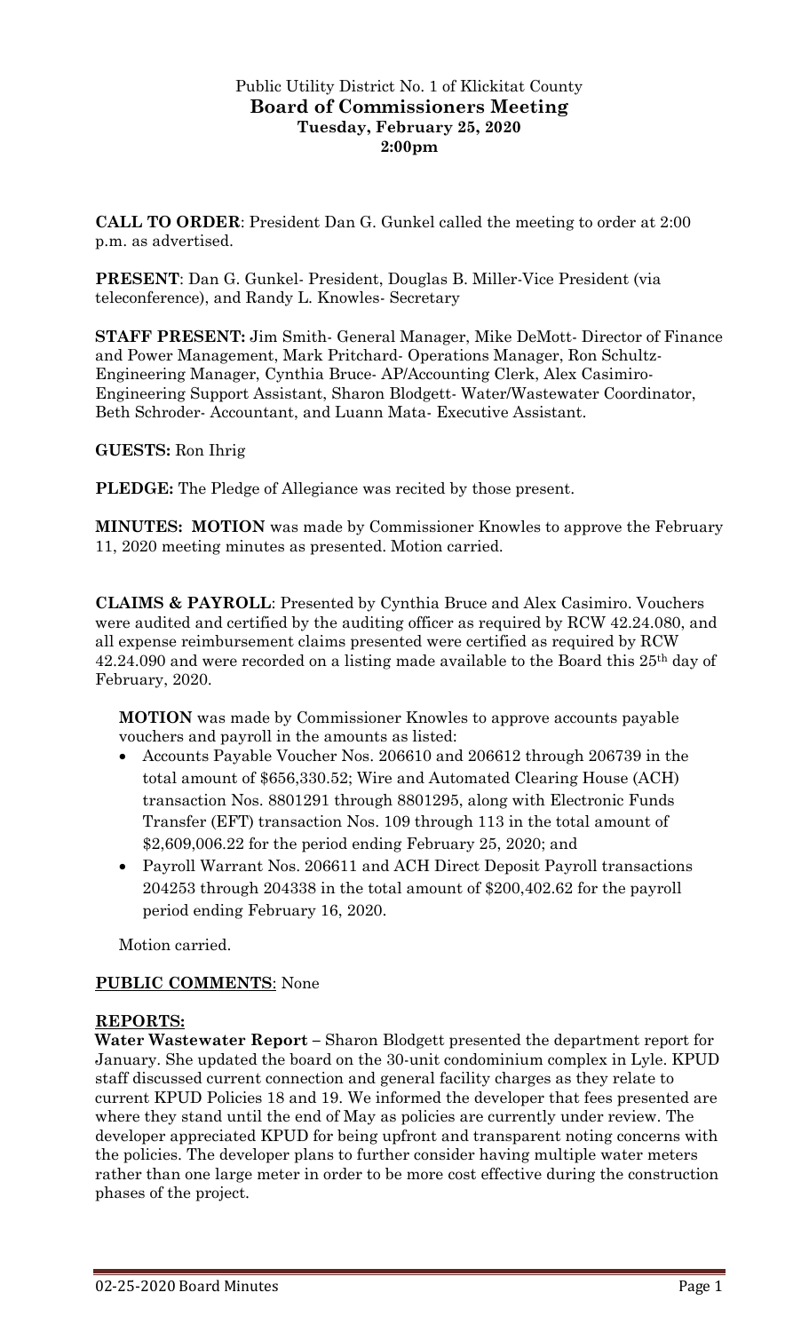Public Utility District No. 1 of Klickitat County

**Board of Commissioners Meeting**

**Tuesday, February 25, 2020**

**2:00pm**

**CALL TO ORDER**: President Dan G. Gunkel called the meeting to order at 2:00 p.m. as advertised.

**PRESENT**: Dan G. Gunkel- President, Douglas B. Miller-Vice President (via teleconference), and Randy L. Knowles- Secretary

**STAFF PRESENT:** Jim Smith- General Manager, Mike DeMott- Director of Finance and Power Management, Mark Pritchard- Operations Manager, Ron Schultz- Engineering Manager, Cynthia Bruce- AP/Accounting Clerk, Alex Casimiro- Engineering Support Assistant, Sharon Blodgett- Water/Wastewater Coordinator, Beth Schroder- Accountant, and Luann Mata- Executive Assistant.

**GUESTS:** Ron Ihrig

**PLEDGE:** The Pledge of Allegiance was recited by those present.

**MINUTES: MOTION** was made by Commissioner Knowles to approve the February 11, 2020 meeting minutes as presented. Motion carried.

**CLAIMS & PAYROLL**: Presented by Cynthia Bruce and Alex Casimiro. Vouchers were audited and certified by the auditing officer as required by RCW 42.24.080, and all expense reimbursement claims presented were certified as required by RCW 42.24.090 and were recorded on a listing made available to the Board this 25th day of February, 2020.

**MOTION** was made by Commissioner Knowles to approve accounts payable vouchers and payroll in the amounts as listed:

- Accounts Payable Voucher Nos. 206610 and 206612 through 206739 in the total amount of $656,330.52; Wire and Automated Clearing House (ACH) transaction Nos. 8801291 through 8801295, along with Electronic Funds Transfer (EFT) transaction Nos. 109 through 113 in the total amount of $2,609,006.22 for the period ending February 25, 2020; and
- Payroll Warrant Nos. 206611 and ACH Direct Deposit Payroll transactions 204253 through 204338 in the total amount of $200,402.62 for the payroll period ending February 16, 2020.

Motion carried.

**PUBLIC COMMENTS**: None

**REPORTS:**

**Water Wastewater Report –** Sharon Blodgett presented the department report for January. She updated the board on the 30-unit condominium complex in Lyle. KPUD staff discussed current connection and general facility charges as they relate to current KPUD Policies 18 and 19. We informed the developer that fees presented are where they stand until the end of May as policies are currently under review. The developer appreciated KPUD for being upfront and transparent noting concerns with the policies. The developer plans to further consider having multiple water meters rather than one large meter in order to be more cost effective during the construction phases of the project.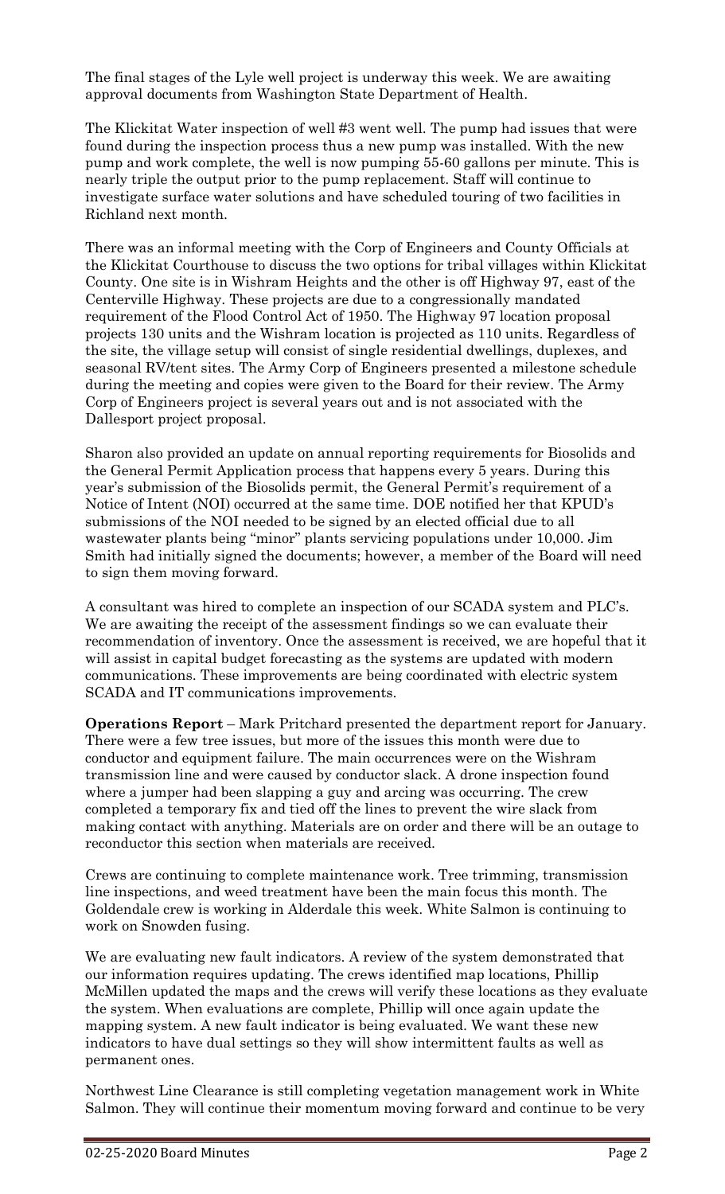The final stages of the Lyle well project is underway this week. We are awaiting approval documents from Washington State Department of Health.

The Klickitat Water inspection of well #3 went well. The pump had issues that were found during the inspection process thus a new pump was installed. With the new pump and work complete, the well is now pumping 55-60 gallons per minute. This is nearly triple the output prior to the pump replacement. Staff will continue to investigate surface water solutions and have scheduled touring of two facilities in Richland next month.

There was an informal meeting with the Corp of Engineers and County Officials at the Klickitat Courthouse to discuss the two options for tribal villages within Klickitat County. One site is in Wishram Heights and the other is off Highway 97, east of the Centerville Highway. These projects are due to a congressionally mandated requirement of the Flood Control Act of 1950. The Highway 97 location proposal projects 130 units and the Wishram location is projected as 110 units. Regardless of the site, the village setup will consist of single residential dwellings, duplexes, and seasonal RV/tent sites. The Army Corp of Engineers presented a milestone schedule during the meeting and copies were given to the Board for their review. The Army Corp of Engineers project is several years out and is not associated with the Dallesport project proposal.

Sharon also provided an update on annual reporting requirements for Biosolids and the General Permit Application process that happens every 5 years. During this year's submission of the Biosolids permit, the General Permit's requirement of a Notice of Intent (NOI) occurred at the same time. DOE notified her that KPUD's submissions of the NOI needed to be signed by an elected official due to all wastewater plants being "minor" plants servicing populations under 10,000. Jim Smith had initially signed the documents; however, a member of the Board will need to sign them moving forward.

A consultant was hired to complete an inspection of our SCADA system and PLC's. We are awaiting the receipt of the assessment findings so we can evaluate their recommendation of inventory. Once the assessment is received, we are hopeful that it will assist in capital budget forecasting as the systems are updated with modern communications. These improvements are being coordinated with electric system SCADA and IT communications improvements.

**Operations Report** – Mark Pritchard presented the department report for January. There were a few tree issues, but more of the issues this month were due to conductor and equipment failure. The main occurrences were on the Wishram transmission line and were caused by conductor slack. A drone inspection found where a jumper had been slapping a guy and arcing was occurring. The crew completed a temporary fix and tied off the lines to prevent the wire slack from making contact with anything. Materials are on order and there will be an outage to reconductor this section when materials are received.

Crews are continuing to complete maintenance work. Tree trimming, transmission line inspections, and weed treatment have been the main focus this month. The Goldendale crew is working in Alderdale this week. White Salmon is continuing to work on Snowden fusing.

We are evaluating new fault indicators. A review of the system demonstrated that our information requires updating. The crews identified map locations, Phillip McMillen updated the maps and the crews will verify these locations as they evaluate the system. When evaluations are complete, Phillip will once again update the mapping system. A new fault indicator is being evaluated. We want these new indicators to have dual settings so they will show intermittent faults as well as permanent ones.

Northwest Line Clearance is still completing vegetation management work in White Salmon. They will continue their momentum moving forward and continue to be very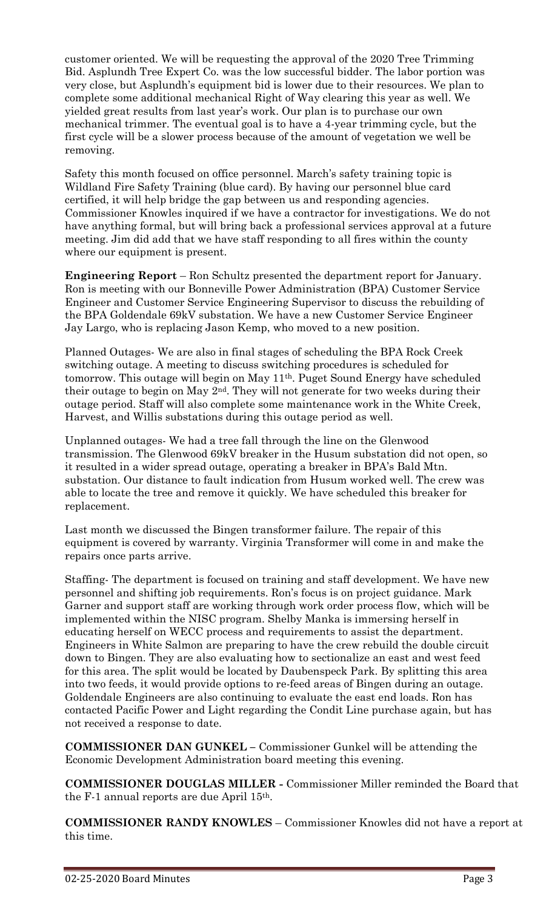customer oriented. We will be requesting the approval of the 2020 Tree Trimming Bid. Asplundh Tree Expert Co. was the low successful bidder. The labor portion was very close, but Asplundh's equipment bid is lower due to their resources. We plan to complete some additional mechanical Right of Way clearing this year as well. We yielded great results from last year's work. Our plan is to purchase our own mechanical trimmer. The eventual goal is to have a 4-year trimming cycle, but the first cycle will be a slower process because of the amount of vegetation we well be removing.

Safety this month focused on office personnel. March's safety training topic is Wildland Fire Safety Training (blue card). By having our personnel blue card certified, it will help bridge the gap between us and responding agencies. Commissioner Knowles inquired if we have a contractor for investigations. We do not have anything formal, but will bring back a professional services approval at a future meeting. Jim did add that we have staff responding to all fires within the county where our equipment is present.

**Engineering Report** – Ron Schultz presented the department report for January. Ron is meeting with our Bonneville Power Administration (BPA) Customer Service Engineer and Customer Service Engineering Supervisor to discuss the rebuilding of the BPA Goldendale 69kV substation. We have a new Customer Service Engineer Jay Largo, who is replacing Jason Kemp, who moved to a new position.

Planned Outages- We are also in final stages of scheduling the BPA Rock Creek switching outage. A meeting to discuss switching procedures is scheduled for tomorrow. This outage will begin on May 11th. Puget Sound Energy have scheduled their outage to begin on May 2nd. They will not generate for two weeks during their outage period. Staff will also complete some maintenance work in the White Creek, Harvest, and Willis substations during this outage period as well.

Unplanned outages- We had a tree fall through the line on the Glenwood transmission. The Glenwood 69kV breaker in the Husum substation did not open, so it resulted in a wider spread outage, operating a breaker in BPA's Bald Mtn. substation. Our distance to fault indication from Husum worked well. The crew was able to locate the tree and remove it quickly. We have scheduled this breaker for replacement.

Last month we discussed the Bingen transformer failure. The repair of this equipment is covered by warranty. Virginia Transformer will come in and make the repairs once parts arrive.

Staffing- The department is focused on training and staff development. We have new personnel and shifting job requirements. Ron's focus is on project guidance. Mark Garner and support staff are working through work order process flow, which will be implemented within the NISC program. Shelby Manka is immersing herself in educating herself on WECC process and requirements to assist the department. Engineers in White Salmon are preparing to have the crew rebuild the double circuit down to Bingen. They are also evaluating how to sectionalize an east and west feed for this area. The split would be located by Daubenspeck Park. By splitting this area into two feeds, it would provide options to re-feed areas of Bingen during an outage. Goldendale Engineers are also continuing to evaluate the east end loads. Ron has contacted Pacific Power and Light regarding the Condit Line purchase again, but has not received a response to date.

**COMMISSIONER DAN GUNKEL –** Commissioner Gunkel will be attending the Economic Development Administration board meeting this evening.

**COMMISSIONER DOUGLAS MILLER -** Commissioner Miller reminded the Board that the F-1 annual reports are due April 15th.

**COMMISSIONER RANDY KNOWLES** – Commissioner Knowles did not have a report at this time.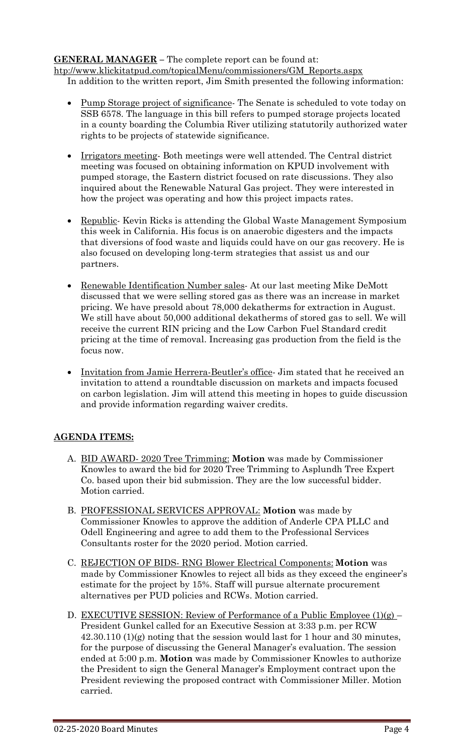**GENERAL MANAGER** – The complete report can be found at: http://www.klickitatpud.com/topicalMenu/commissioners/GM_Reports.aspx

In addition to the written report, Jim Smith presented the following information:

- Pump Storage project of significance- The Senate is scheduled to vote today on SSB 6578. The language in this bill refers to pumped storage projects located in a county boarding the Columbia River utilizing statutorily authorized water rights to be projects of statewide significance.
- Irrigators meeting- Both meetings were well attended. The Central district meeting was focused on obtaining information on KPUD involvement with pumped storage, the Eastern district focused on rate discussions. They also inquired about the Renewable Natural Gas project. They were interested in how the project was operating and how this project impacts rates.
- Republic- Kevin Ricks is attending the Global Waste Management Symposium this week in California. His focus is on anaerobic digesters and the impacts that diversions of food waste and liquids could have on our gas recovery. He is also focused on developing long-term strategies that assist us and our partners.
- Renewable Identification Number sales- At our last meeting Mike DeMott discussed that we were selling stored gas as there was an increase in market pricing. We have presold about 78,000 dekatherms for extraction in August. We still have about 50,000 additional dekatherms of stored gas to sell. We will receive the current RIN pricing and the Low Carbon Fuel Standard credit pricing at the time of removal. Increasing gas production from the field is the focus now.
- Invitation from Jamie Herrera-Beutler's office- Jim stated that he received an invitation to attend a roundtable discussion on markets and impacts focused on carbon legislation. Jim will attend this meeting in hopes to guide discussion and provide information regarding waiver credits.

**AGENDA ITEMS:**

A. BID AWARD- 2020 Tree Trimming: **Motion** was made by Commissioner Knowles to award the bid for 2020 Tree Trimming to Asplundh Tree Expert Co. based upon their bid submission. They are the low successful bidder. Motion carried.

B. PROFESSIONAL SERVICES APPROVAL: **Motion** was made by Commissioner Knowles to approve the addition of Anderle CPA PLLC and Odell Engineering and agree to add them to the Professional Services Consultants roster for the 2020 period. Motion carried.

C. REJECTION OF BIDS- RNG Blower Electrical Components: **Motion** was made by Commissioner Knowles to reject all bids as they exceed the engineer's estimate for the project by 15%. Staff will pursue alternate procurement alternatives per PUD policies and RCWs. Motion carried.

D. EXECUTIVE SESSION: Review of Performance of a Public Employee (1)(g) – President Gunkel called for an Executive Session at 3:33 p.m. per RCW 42.30.110 (1)(g) noting that the session would last for 1 hour and 30 minutes, for the purpose of discussing the General Manager's evaluation. The session ended at 5:00 p.m. **Motion** was made by Commissioner Knowles to authorize the President to sign the General Manager's Employment contract upon the President reviewing the proposed contract with Commissioner Miller. Motion carried.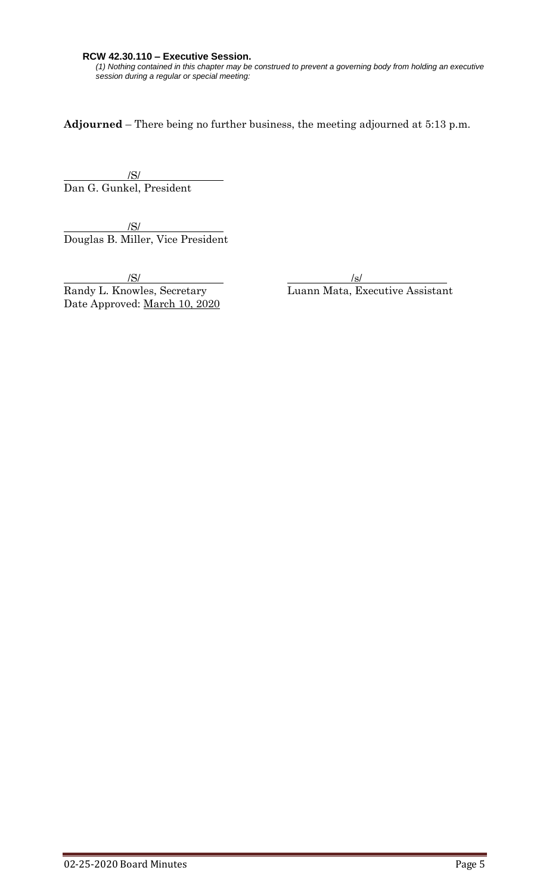**RCW 42.30.110 – Executive Session.**

*(1) Nothing contained in this chapter may be construed to prevent a governing body from holding an executive session during a regular or special meeting:*

**Adjourned** – There being no further business, the meeting adjourned at 5:13 p.m.

/S/
Dan G. Gunkel, President

/S/
Douglas B. Miller, Vice President

/S/
Randy L. Knowles, Secretary
Date Approved: March 10, 2020

/s/
Luann Mata, Executive Assistant